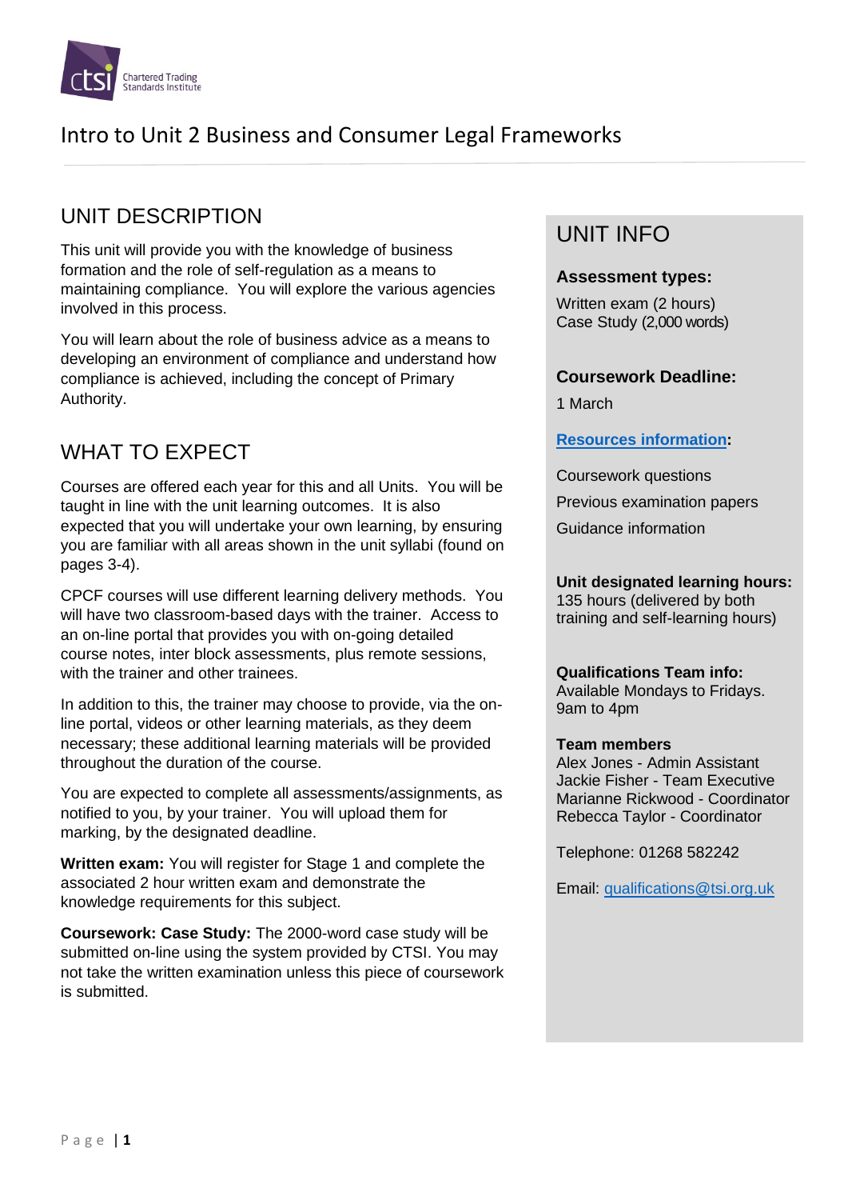Chartered Trading Standards Institute

# Intro to Unit 2 Business and Consumer Legal Frameworks

## UNIT DESCRIPTION

This unit will provide you with the knowledge of business formation and the role of self-regulation as a means to maintaining compliance. You will explore the various agencies involved in this process.

You will learn about the role of business advice as a means to developing an environment of compliance and understand how compliance is achieved, including the concept of Primary Authority.

## WHAT TO EXPECT

Courses are offered each year for this and all Units. You will be taught in line with the unit learning outcomes. It is also expected that you will undertake your own learning, by ensuring you are familiar with all areas shown in the unit syllabi (found on pages 3-4).

CPCF courses will use different learning delivery methods. You will have two classroom-based days with the trainer. Access to an on-line portal that provides you with on-going detailed course notes, inter block assessments, plus remote sessions, with the trainer and other trainees.

In addition to this, the trainer may choose to provide, via the on-line portal, videos or other learning materials, as they deem necessary; these additional learning materials will be provided throughout the duration of the course.

You are expected to complete all assessments/assignments, as notified to you, by your trainer. You will upload them for marking, by the designated deadline.

**Written exam:** You will register for Stage 1 and complete the associated 2 hour written exam and demonstrate the knowledge requirements for this subject.

**Coursework: Case Study:** The 2000-word case study will be submitted on-line using the system provided by CTSI. You may not take the written examination unless this piece of coursework is submitted.

## UNIT INFO

**Assessment types:**

Written exam (2 hours)
Case Study (2,000 words)

**Coursework Deadline:**

1 March

**Resources information:**

Coursework questions

Previous examination papers

Guidance information

**Unit designated learning hours:**
135 hours (delivered by both training and self-learning hours)

**Qualifications Team info:**
Available Mondays to Fridays. 9am to 4pm

**Team members**
Alex Jones - Admin Assistant
Jackie Fisher - Team Executive
Marianne Rickwood - Coordinator
Rebecca Taylor - Coordinator

Telephone: 01268 582242

Email: qualifications@tsi.org.uk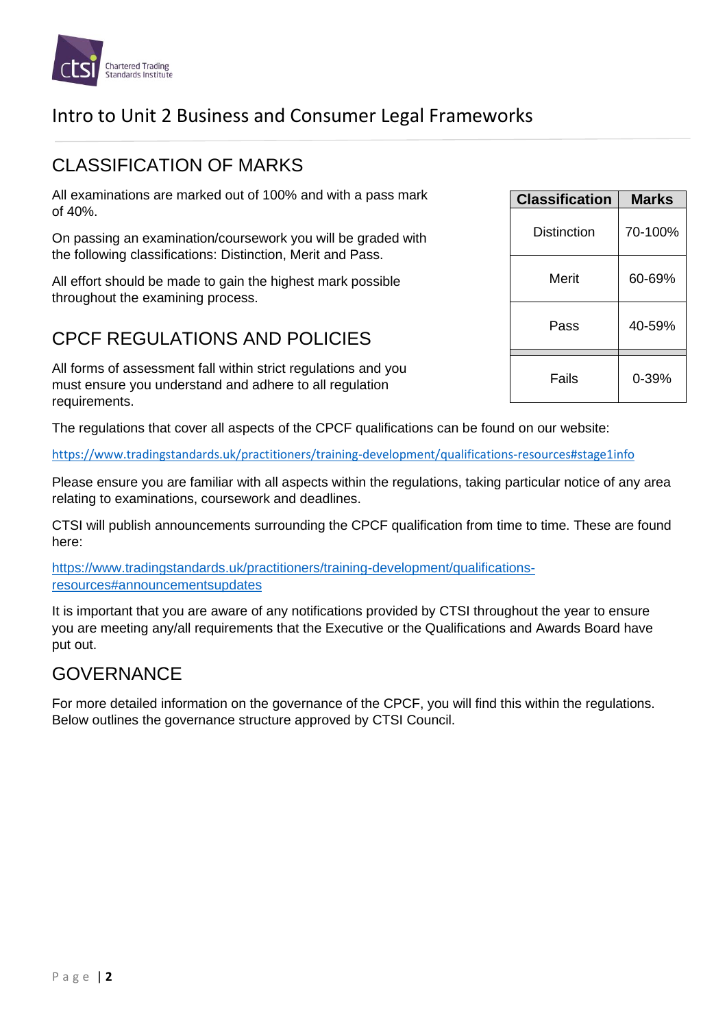# Intro to Unit 2 Business and Consumer Legal Frameworks

## CLASSIFICATION OF MARKS

All examinations are marked out of 100% and with a pass mark of 40%.

On passing an examination/coursework you will be graded with the following classifications: Distinction, Merit and Pass.

All effort should be made to gain the highest mark possible throughout the examining process.

| Classification | Marks |
| --- | --- |
| Distinction | 70-100% |
| Merit | 60-69% |
| Pass | 40-59% |
| Fails | 0-39% |

## CPCF REGULATIONS AND POLICIES

All forms of assessment fall within strict regulations and you must ensure you understand and adhere to all regulation requirements.

The regulations that cover all aspects of the CPCF qualifications can be found on our website:

https://www.tradingstandards.uk/practitioners/training-development/qualifications-resources#stage1info

Please ensure you are familiar with all aspects within the regulations, taking particular notice of any area relating to examinations, coursework and deadlines.

CTSI will publish announcements surrounding the CPCF qualification from time to time. These are found here:

https://www.tradingstandards.uk/practitioners/training-development/qualifications-resources#announcementsupdates

It is important that you are aware of any notifications provided by CTSI throughout the year to ensure you are meeting any/all requirements that the Executive or the Qualifications and Awards Board have put out.

## GOVERNANCE

For more detailed information on the governance of the CPCF, you will find this within the regulations. Below outlines the governance structure approved by CTSI Council.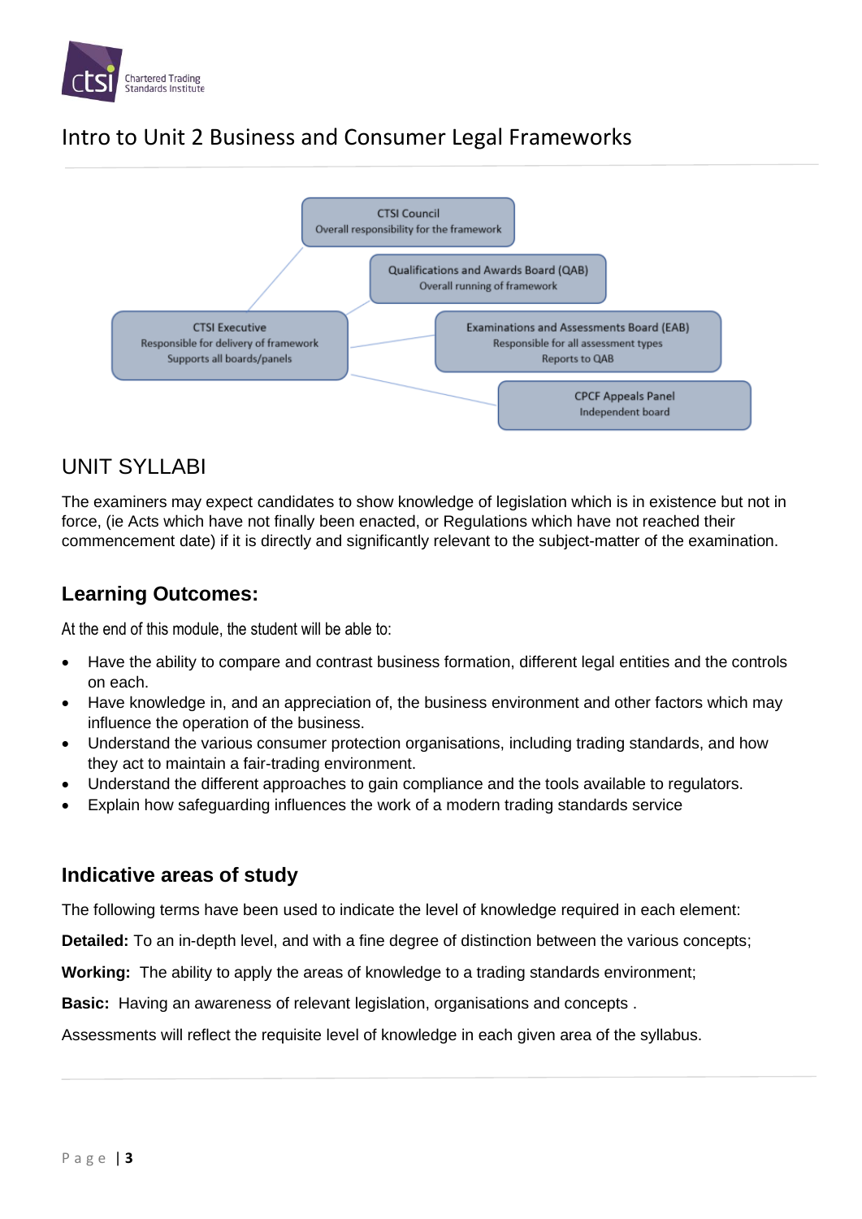# Intro to Unit 2 Business and Consumer Legal Frameworks

CTSI Council
Overall responsibility for the framework

Qualifications and Awards Board (QAB)
Overall running of framework

CTSI Executive
Responsible for delivery of framework
Supports all boards/panels

Examinations and Assessments Board (EAB)
Responsible for all assessment types
Reports to QAB

CPCF Appeals Panel
Independent board

## UNIT SYLLABI

The examiners may expect candidates to show knowledge of legislation which is in existence but not in force, (ie Acts which have not finally been enacted, or Regulations which have not reached their commencement date) if it is directly and significantly relevant to the subject-matter of the examination.

### Learning Outcomes:

At the end of this module, the student will be able to:

- Have the ability to compare and contrast business formation, different legal entities and the controls on each.
- Have knowledge in, and an appreciation of, the business environment and other factors which may influence the operation of the business.
- Understand the various consumer protection organisations, including trading standards, and how they act to maintain a fair-trading environment.
- Understand the different approaches to gain compliance and the tools available to regulators.
- Explain how safeguarding influences the work of a modern trading standards service

### Indicative areas of study

The following terms have been used to indicate the level of knowledge required in each element:

**Detailed:** To an in-depth level, and with a fine degree of distinction between the various concepts;

**Working:** The ability to apply the areas of knowledge to a trading standards environment;

**Basic:** Having an awareness of relevant legislation, organisations and concepts .

Assessments will reflect the requisite level of knowledge in each given area of the syllabus.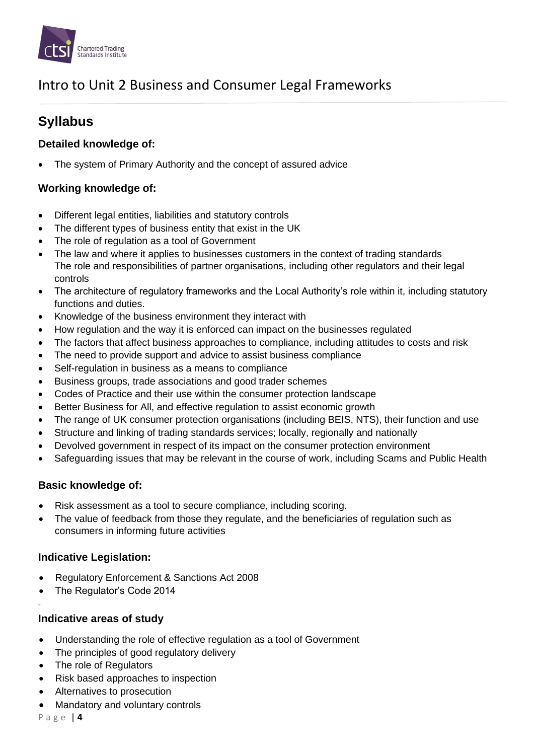# Intro to Unit 2 Business and Consumer Legal Frameworks

## Syllabus

### Detailed knowledge of:

- The system of Primary Authority and the concept of assured advice

### Working knowledge of:

- Different legal entities, liabilities and statutory controls
- The different types of business entity that exist in the UK
- The role of regulation as a tool of Government
- The law and where it applies to businesses customers in the context of trading standards
  The role and responsibilities of partner organisations, including other regulators and their legal controls
- The architecture of regulatory frameworks and the Local Authority's role within it, including statutory functions and duties.
- Knowledge of the business environment they interact with
- How regulation and the way it is enforced can impact on the businesses regulated
- The factors that affect business approaches to compliance, including attitudes to costs and risk
- The need to provide support and advice to assist business compliance
- Self-regulation in business as a means to compliance
- Business groups, trade associations and good trader schemes
- Codes of Practice and their use within the consumer protection landscape
- Better Business for All, and effective regulation to assist economic growth
- The range of UK consumer protection organisations (including BEIS, NTS), their function and use
- Structure and linking of trading standards services; locally, regionally and nationally
- Devolved government in respect of its impact on the consumer protection environment
- Safeguarding issues that may be relevant in the course of work, including Scams and Public Health

### Basic knowledge of:

- Risk assessment as a tool to secure compliance, including scoring.
- The value of feedback from those they regulate, and the beneficiaries of regulation such as consumers in informing future activities

### Indicative Legislation:

- Regulatory Enforcement & Sanctions Act 2008
- The Regulator's Code 2014

### Indicative areas of study

- Understanding the role of effective regulation as a tool of Government
- The principles of good regulatory delivery
- The role of Regulators
- Risk based approaches to inspection
- Alternatives to prosecution
- Mandatory and voluntary controls